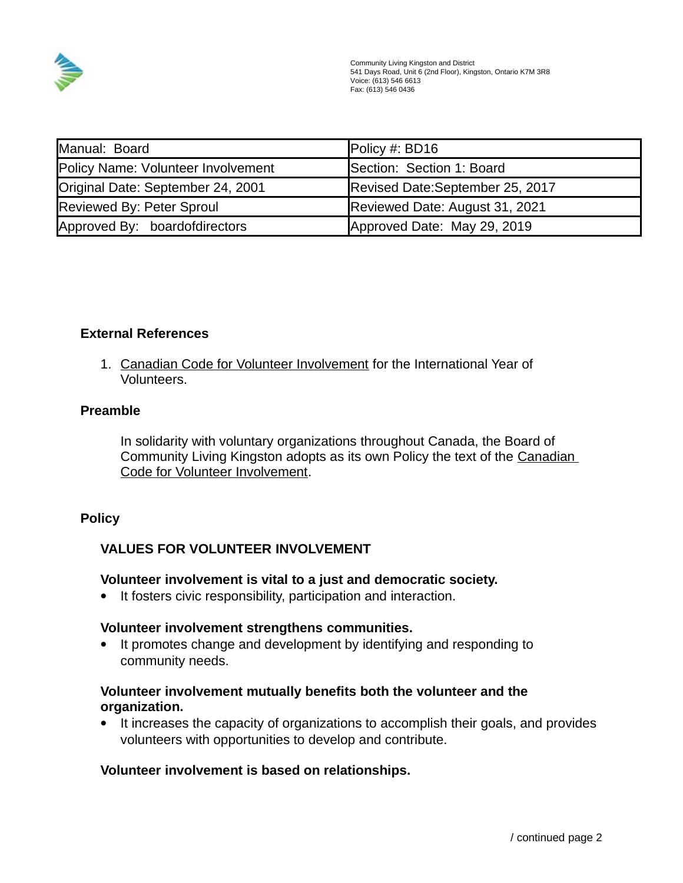Community Living Kingston and District
541 Days Road, Unit 6 (2nd Floor), Kingston, Ontario K7M 3R8
Voice: (613) 546 6613
Fax: (613) 546 0436

| Manual: Board | Policy #: BD16 |
|---|---|
| Policy Name: Volunteer Involvement | Section: Section 1: Board |
| Original Date: September 24, 2001 | Revised Date:September 25, 2017 |
| Reviewed By: Peter Sproul | Reviewed Date: August 31, 2021 |
| Approved By: boardofdirectors | Approved Date: May 29, 2019 |

**External References**

1. Canadian Code for Volunteer Involvement for the International Year of Volunteers.

**Preamble**

In solidarity with voluntary organizations throughout Canada, the Board of Community Living Kingston adopts as its own Policy the text of the Canadian Code for Volunteer Involvement.

**Policy**

**VALUES FOR VOLUNTEER INVOLVEMENT**

**Volunteer involvement is vital to a just and democratic society.**

- It fosters civic responsibility, participation and interaction.

**Volunteer involvement strengthens communities.**

- It promotes change and development by identifying and responding to community needs.

**Volunteer involvement mutually benefits both the volunteer and the organization.**

- It increases the capacity of organizations to accomplish their goals, and provides volunteers with opportunities to develop and contribute.

**Volunteer involvement is based on relationships.**

/ continued page 2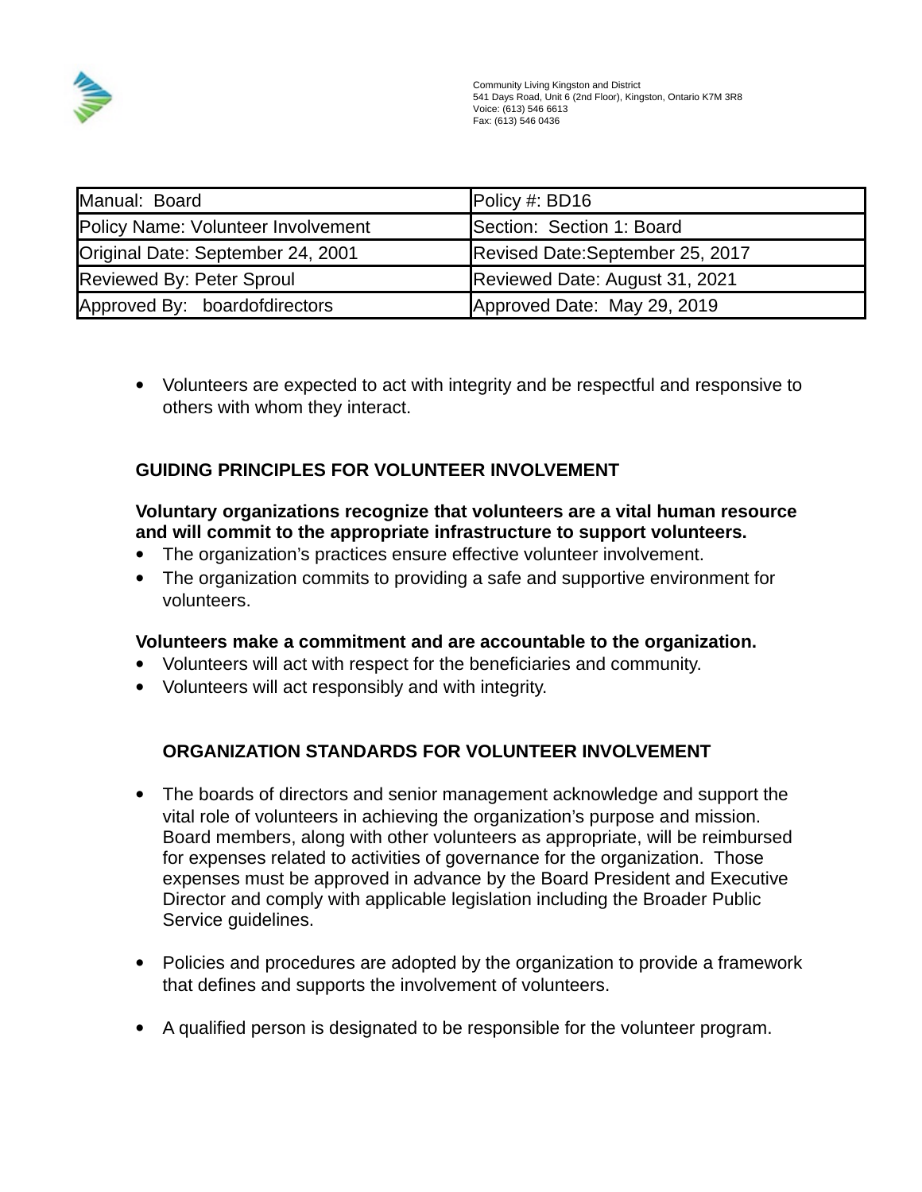Community Living Kingston and District
541 Days Road, Unit 6 (2nd Floor), Kingston, Ontario K7M 3R8
Voice: (613) 546 6613
Fax: (613) 546 0436

| Manual: Board | Policy #: BD16 |
| --- | --- |
| Policy Name: Volunteer Involvement | Section: Section 1: Board |
| Original Date: September 24, 2001 | Revised Date:September 25, 2017 |
| Reviewed By: Peter Sproul | Reviewed Date: August 31, 2021 |
| Approved By: boardofdirectors | Approved Date: May 29, 2019 |

- Volunteers are expected to act with integrity and be respectful and responsive to others with whom they interact.

**GUIDING PRINCIPLES FOR VOLUNTEER INVOLVEMENT**

**Voluntary organizations recognize that volunteers are a vital human resource and will commit to the appropriate infrastructure to support volunteers.**

- The organization's practices ensure effective volunteer involvement.
- The organization commits to providing a safe and supportive environment for volunteers.

**Volunteers make a commitment and are accountable to the organization.**

- Volunteers will act with respect for the beneficiaries and community.
- Volunteers will act responsibly and with integrity.

**ORGANIZATION STANDARDS FOR VOLUNTEER INVOLVEMENT**

- The boards of directors and senior management acknowledge and support the vital role of volunteers in achieving the organization's purpose and mission. Board members, along with other volunteers as appropriate, will be reimbursed for expenses related to activities of governance for the organization. Those expenses must be approved in advance by the Board President and Executive Director and comply with applicable legislation including the Broader Public Service guidelines.

- Policies and procedures are adopted by the organization to provide a framework that defines and supports the involvement of volunteers.

- A qualified person is designated to be responsible for the volunteer program.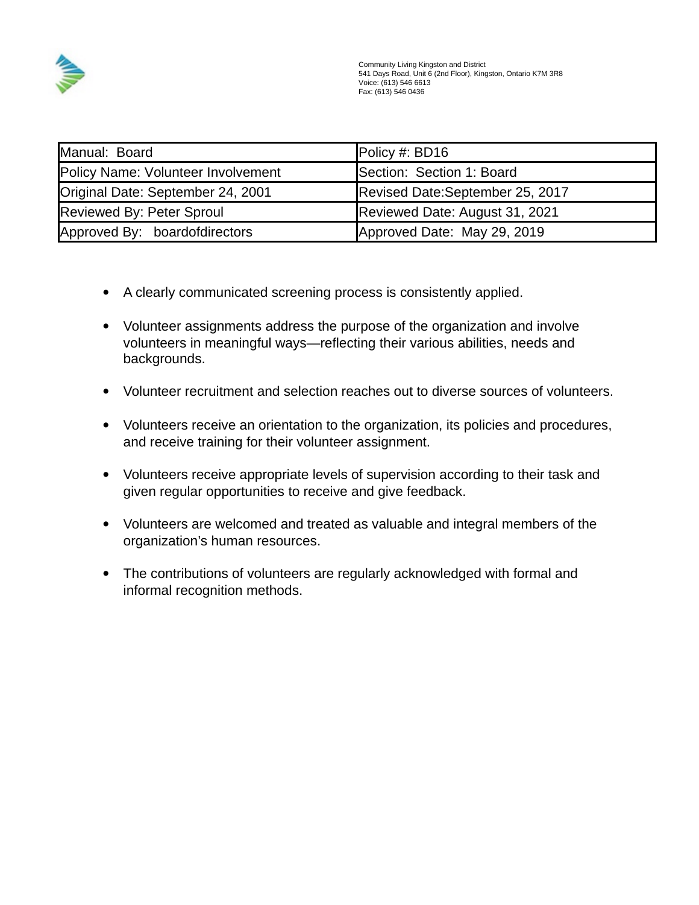| | |
|---|---|
| Manual: Board | Policy #: BD16 |
| Policy Name: Volunteer Involvement | Section: Section 1: Board |
| Original Date: September 24, 2001 | Revised Date:September 25, 2017 |
| Reviewed By: Peter Sproul | Reviewed Date: August 31, 2021 |
| Approved By: boardofdirectors | Approved Date: May 29, 2019 |

- A clearly communicated screening process is consistently applied.
- Volunteer assignments address the purpose of the organization and involve volunteers in meaningful ways—reflecting their various abilities, needs and backgrounds.
- Volunteer recruitment and selection reaches out to diverse sources of volunteers.
- Volunteers receive an orientation to the organization, its policies and procedures, and receive training for their volunteer assignment.
- Volunteers receive appropriate levels of supervision according to their task and given regular opportunities to receive and give feedback.
- Volunteers are welcomed and treated as valuable and integral members of the organization's human resources.
- The contributions of volunteers are regularly acknowledged with formal and informal recognition methods.